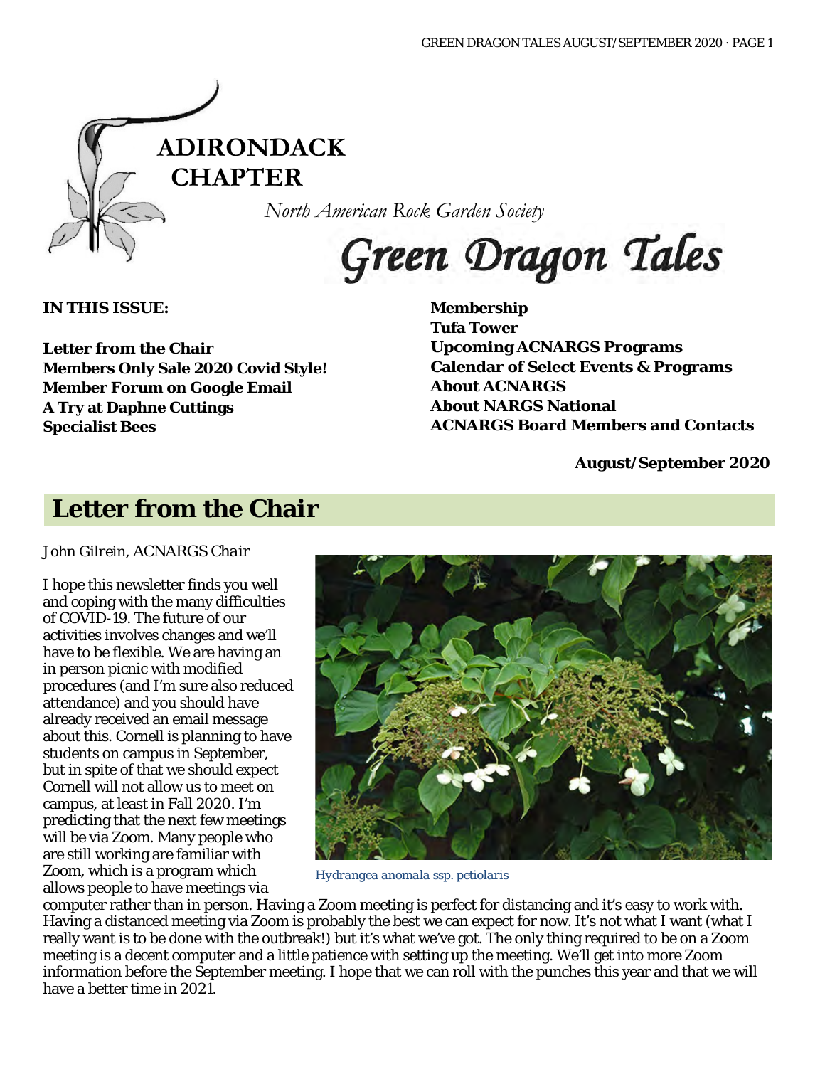# ADIRONDACK CHAPTER

*North American Rock Garden Society*

# Green Dragon Tales

**IN THIS ISSUE:**

**Letter from the Chair**
**Members Only Sale 2020 Covid Style!**
**Member Forum on Google Email**
**A Try at Daphne Cuttings**
**Specialist Bees**
**Membership**
**Tufa Tower**
**Upcoming ACNARGS Programs**
**Calendar of Select Events & Programs**
**About ACNARGS**
**About NARGS National**
**ACNARGS Board Members and Contacts**

**August/September 2020**

## Letter from the Chair

*John Gilrein, ACNARGS Chair*

I hope this newsletter finds you well and coping with the many difficulties of COVID-19. The future of our activities involves changes and we'll have to be flexible. We are having an in person picnic with modified procedures (and I'm sure also reduced attendance) and you should have already received an email message about this. Cornell is planning to have students on campus in September, but in spite of that we should expect Cornell will not allow us to meet on campus, at least in Fall 2020. I'm predicting that the next few meetings will be via Zoom. Many people who are still working are familiar with Zoom, which is a program which allows people to have meetings via computer rather than in person. Having a Zoom meeting is perfect for distancing and it's easy to work with. Having a distanced meeting via Zoom is probably the best we can expect for now. It's not what I want (what I really want is to be done with the outbreak!) but it's what we've got. The only thing required to be on a Zoom meeting is a decent computer and a little patience with setting up the meeting. We'll get into more Zoom information before the September meeting. I hope that we can roll with the punches this year and that we will have a better time in 2021.

*Hydrangea anomala ssp. petiolaris*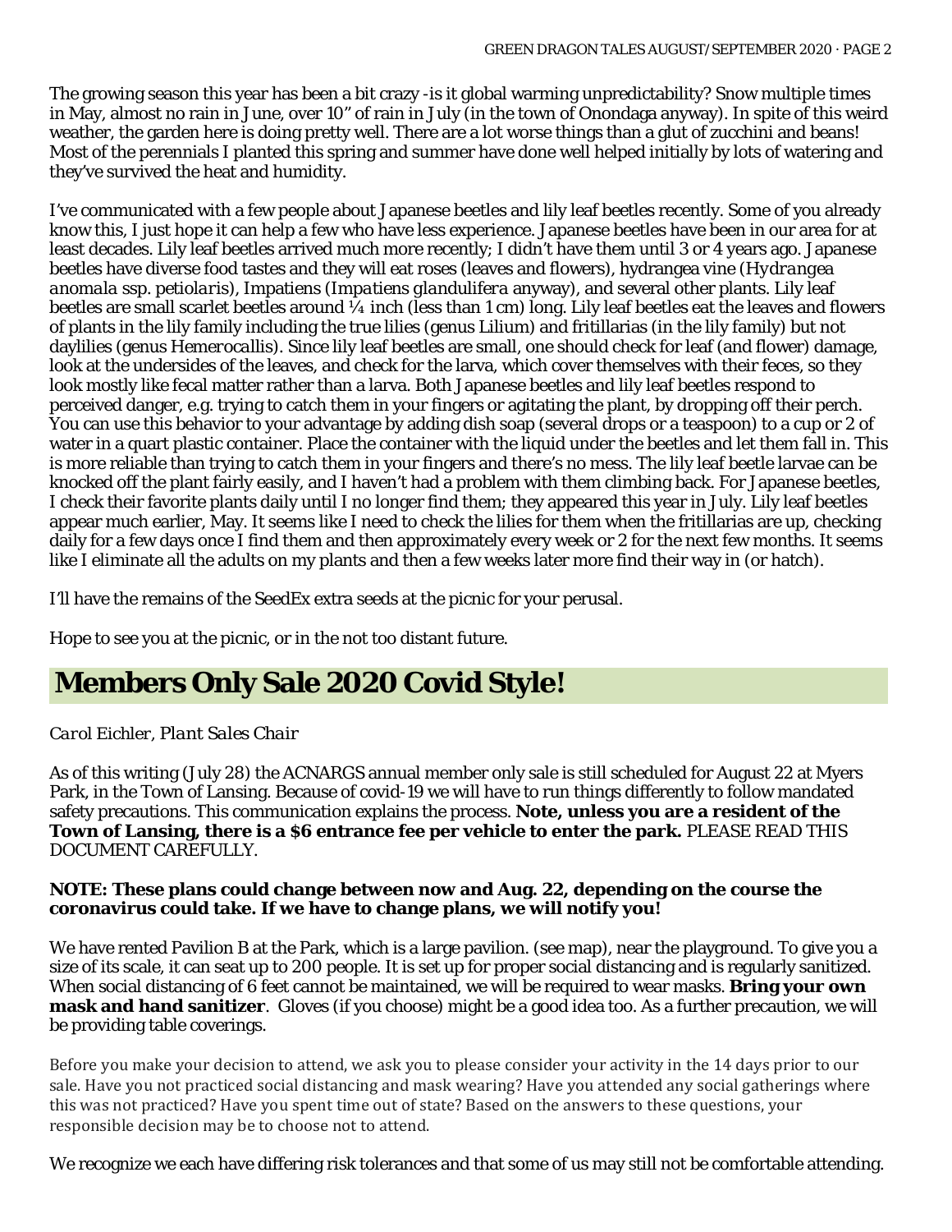The growing season this year has been a bit crazy -is it global warming unpredictability? Snow multiple times in May, almost no rain in June, over 10" of rain in July (in the town of Onondaga anyway). In spite of this weird weather, the garden here is doing pretty well. There are a lot worse things than a glut of zucchini and beans! Most of the perennials I planted this spring and summer have done well helped initially by lots of watering and they've survived the heat and humidity.

I've communicated with a few people about Japanese beetles and lily leaf beetles recently. Some of you already know this, I just hope it can help a few who have less experience. Japanese beetles have been in our area for at least decades. Lily leaf beetles arrived much more recently; I didn't have them until 3 or 4 years ago. Japanese beetles have diverse food tastes and they will eat roses (leaves and flowers), hydrangea vine (*Hydrangea anomala ssp. petiolaris*), Impatiens (*Impatiens glandulifera* anyway), and several other plants. Lily leaf beetles are small scarlet beetles around ¼ inch (less than 1 cm) long. Lily leaf beetles eat the leaves and flowers of plants in the lily family including the true lilies (genus *Lilium*) and fritillarias (in the lily family) but not daylilies (genus *Hemerocallis*). Since lily leaf beetles are small, one should check for leaf (and flower) damage, look at the undersides of the leaves, and check for the larva, which cover themselves with their feces, so they look mostly like fecal matter rather than a larva. Both Japanese beetles and lily leaf beetles respond to perceived danger, e.g. trying to catch them in your fingers or agitating the plant, by dropping off their perch. You can use this behavior to your advantage by adding dish soap (several drops or a teaspoon) to a cup or 2 of water in a quart plastic container. Place the container with the liquid under the beetles and let them fall in. This is more reliable than trying to catch them in your fingers and there's no mess. The lily leaf beetle larvae can be knocked off the plant fairly easily, and I haven't had a problem with them climbing back. For Japanese beetles, I check their favorite plants daily until I no longer find them; they appeared this year in July. Lily leaf beetles appear much earlier, May. It seems like I need to check the lilies for them when the fritillarias are up, checking daily for a few days once I find them and then approximately every week or 2 for the next few months. It seems like I eliminate all the adults on my plants and then a few weeks later more find their way in (or hatch).

I'll have the remains of the SeedEx extra seeds at the picnic for your perusal.

Hope to see you at the picnic, or in the not too distant future.

## Members Only Sale 2020 Covid Style!

*Carol Eichler, Plant Sales Chair*

As of this writing (July 28) the ACNARGS annual member only sale is still scheduled for August 22 at Myers Park, in the Town of Lansing. Because of covid-19 we will have to run things differently to follow mandated safety precautions. This communication explains the process. **Note, unless you are a resident of the Town of Lansing, there is a $6 entrance fee per vehicle to enter the park.** PLEASE READ THIS DOCUMENT CAREFULLY.

**NOTE: These plans could change between now and Aug. 22, depending on the course the coronavirus could take. If we have to change plans, we will notify you!**

We have rented Pavilion B at the Park, which is a large pavilion. (see map), near the playground. To give you a size of its scale, it can seat up to 200 people. It is set up for proper social distancing and is regularly sanitized. When social distancing of 6 feet cannot be maintained, we will be required to wear masks. **Bring your own mask and hand sanitizer**. Gloves (if you choose) might be a good idea too. As a further precaution, we will be providing table coverings.

Before you make your decision to attend, we ask you to please consider your activity in the 14 days prior to our sale. Have you not practiced social distancing and mask wearing? Have you attended any social gatherings where this was not practiced? Have you spent time out of state? Based on the answers to these questions, your responsible decision may be to choose not to attend.

We recognize we each have differing risk tolerances and that some of us may still not be comfortable attending.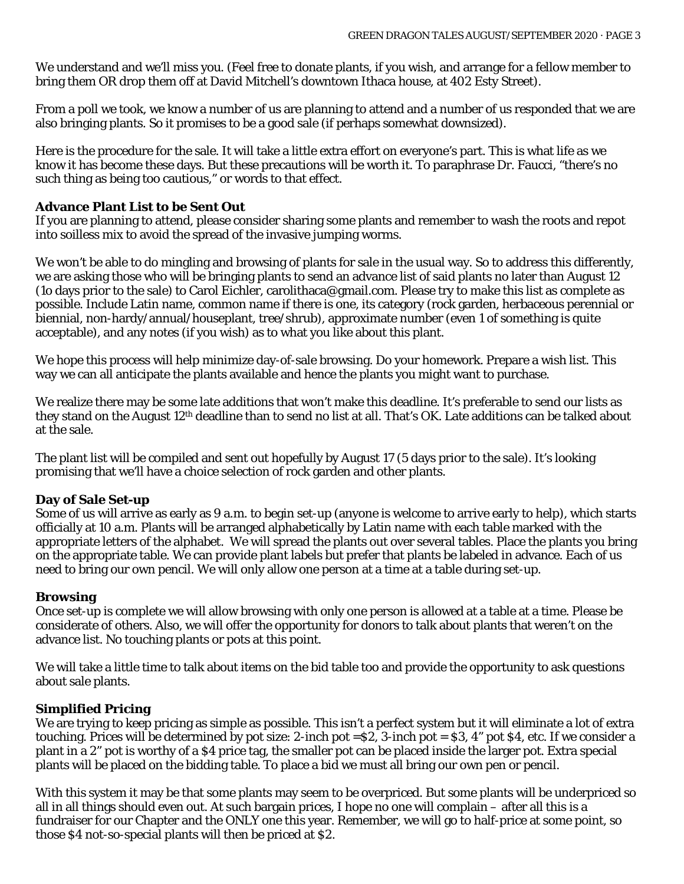We understand and we'll miss you. (Feel free to donate plants, if you wish, and arrange for a fellow member to bring them OR drop them off at David Mitchell's downtown Ithaca house, at 402 Esty Street).

From a poll we took, we know a number of us are planning to attend and a number of us responded that we are also bringing plants. So it promises to be a good sale (if perhaps somewhat downsized).

Here is the procedure for the sale. It will take a little extra effort on everyone's part. This is what life as we know it has become these days. But these precautions will be worth it. To paraphrase Dr. Faucci, "there's no such thing as being too cautious," or words to that effect.

**Advance Plant List to be Sent Out**

If you are planning to attend, please consider sharing some plants and remember to wash the roots and repot into soilless mix to avoid the spread of the invasive jumping worms.

We won't be able to do mingling and browsing of plants for sale in the usual way. So to address this differently, we are asking those who will be bringing plants to send an advance list of said plants no later than August 12 (1o days prior to the sale) to Carol Eichler, carolithaca@gmail.com. Please try to make this list as complete as possible. Include Latin name, common name if there is one, its category (rock garden, herbaceous perennial or biennial, non-hardy/annual/houseplant, tree/shrub), approximate number (even 1 of something is quite acceptable), and any notes (if you wish) as to what you like about this plant.

We hope this process will help minimize day-of-sale browsing. Do your homework. Prepare a wish list. This way we can all anticipate the plants available and hence the plants you might want to purchase.

We realize there may be some late additions that won't make this deadline. It's preferable to send our lists as they stand on the August 12th deadline than to send no list at all. That's OK. Late additions can be talked about at the sale.

The plant list will be compiled and sent out hopefully by August 17 (5 days prior to the sale). It's looking promising that we'll have a choice selection of rock garden and other plants.

**Day of Sale Set-up**

Some of us will arrive as early as 9 a.m. to begin set-up (anyone is welcome to arrive early to help), which starts officially at 10 a.m. Plants will be arranged alphabetically by Latin name with each table marked with the appropriate letters of the alphabet. We will spread the plants out over several tables. Place the plants you bring on the appropriate table. We can provide plant labels but prefer that plants be labeled in advance. Each of us need to bring our own pencil. We will only allow one person at a time at a table during set-up.

**Browsing**

Once set-up is complete we will allow browsing with only one person is allowed at a table at a time. Please be considerate of others. Also, we will offer the opportunity for donors to talk about plants that weren't on the advance list. No touching plants or pots at this point.

We will take a little time to talk about items on the bid table too and provide the opportunity to ask questions about sale plants.

**Simplified Pricing**

We are trying to keep pricing as simple as possible. This isn't a perfect system but it will eliminate a lot of extra touching. Prices will be determined by pot size: 2-inch pot =$2, 3-inch pot = $3, 4" pot $4, etc. If we consider a plant in a 2" pot is worthy of a $4 price tag, the smaller pot can be placed inside the larger pot. Extra special plants will be placed on the bidding table. To place a bid we must all bring our own pen or pencil.

With this system it may be that some plants may seem to be overpriced. But some plants will be underpriced so all in all things should even out. At such bargain prices, I hope no one will complain – after all this is a fundraiser for our Chapter and the ONLY one this year. Remember, we will go to half-price at some point, so those $4 not-so-special plants will then be priced at $2.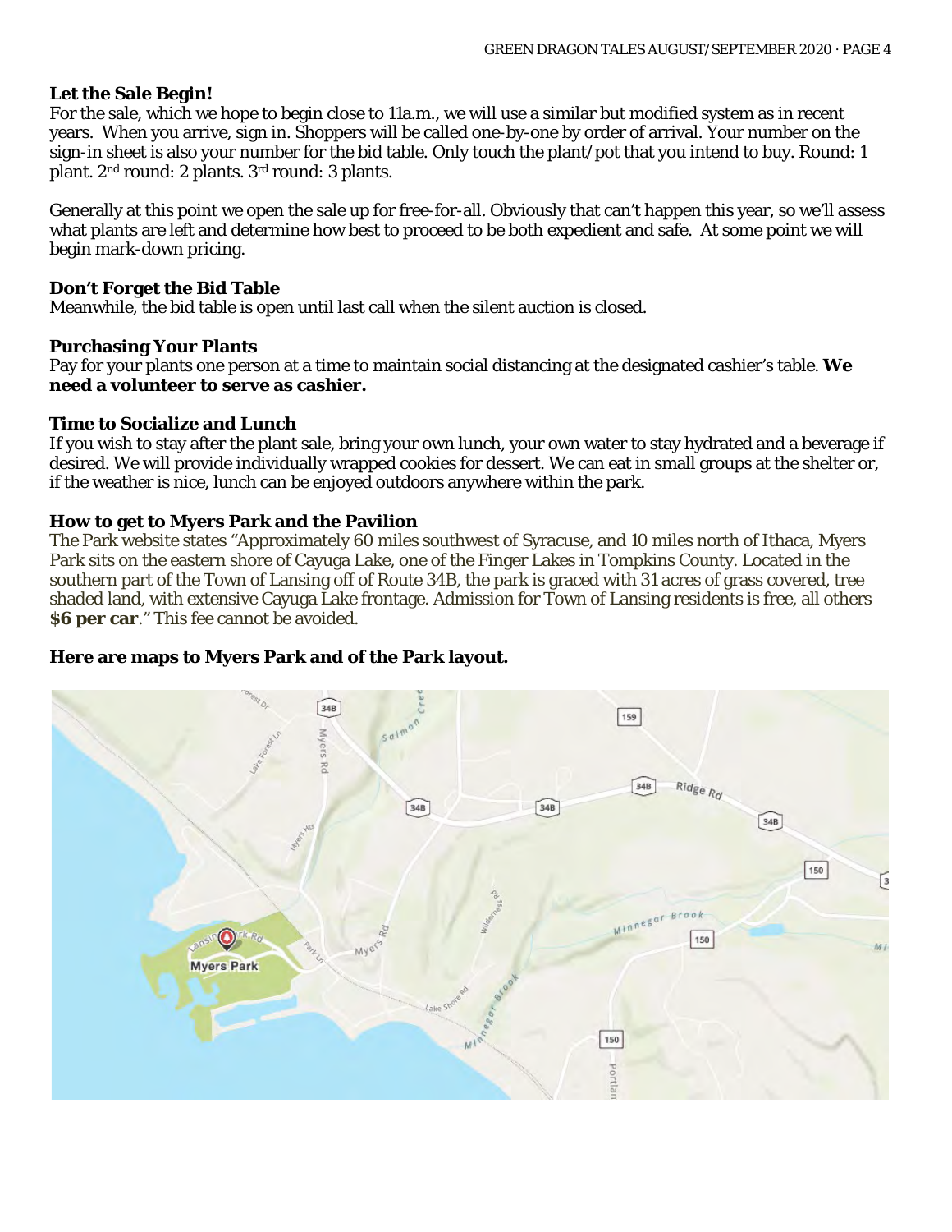### Let the Sale Begin!

For the sale, which we hope to begin close to 11a.m., we will use a similar but modified system as in recent years. When you arrive, sign in. Shoppers will be called one-by-one by order of arrival. Your number on the sign-in sheet is also your number for the bid table. Only touch the plant/pot that you intend to buy. Round: 1 plant. 2nd round: 2 plants. 3rd round: 3 plants.

Generally at this point we open the sale up for free-for-all. Obviously that can't happen this year, so we'll assess what plants are left and determine how best to proceed to be both expedient and safe. At some point we will begin mark-down pricing.

### Don't Forget the Bid Table

Meanwhile, the bid table is open until last call when the silent auction is closed.

### Purchasing Your Plants

Pay for your plants one person at a time to maintain social distancing at the designated cashier's table. **We need a volunteer to serve as cashier.**

### Time to Socialize and Lunch

If you wish to stay after the plant sale, bring your own lunch, your own water to stay hydrated and a beverage if desired. We will provide individually wrapped cookies for dessert. We can eat in small groups at the shelter or, if the weather is nice, lunch can be enjoyed outdoors anywhere within the park.

### How to get to Myers Park and the Pavilion

The Park website states "Approximately 60 miles southwest of Syracuse, and 10 miles north of Ithaca, Myers Park sits on the eastern shore of Cayuga Lake, one of the Finger Lakes in Tompkins County. Located in the southern part of the Town of Lansing off of Route 34B, the park is graced with 31 acres of grass covered, tree shaded land, with extensive Cayuga Lake frontage. Admission for Town of Lansing residents is free, all others **$6 per car**." This fee cannot be avoided.

### Here are maps to Myers Park and of the Park layout.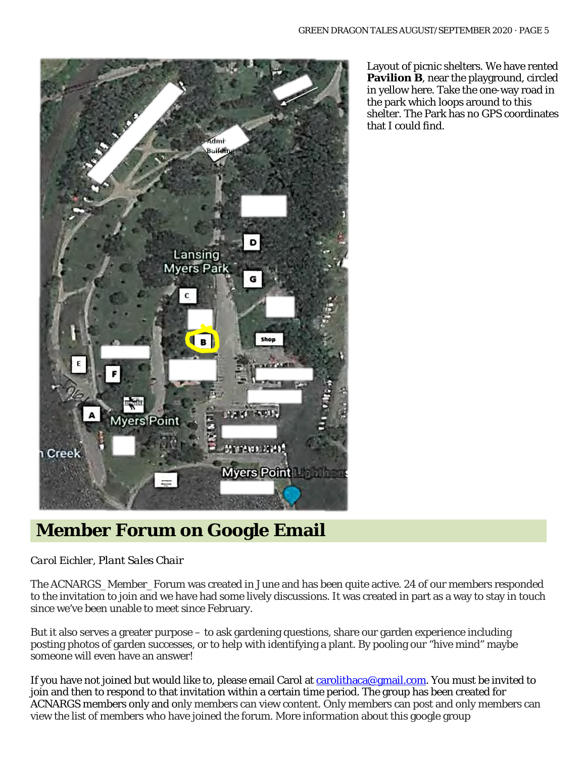Layout of picnic shelters. We have rented **Pavilion B**, near the playground, circled in yellow here. Take the one-way road in the park which loops around to this shelter. The Park has no GPS coordinates that I could find.

## Member Forum on Google Email

*Carol Eichler, Plant Sales Chair*

The ACNARGS_Member_Forum was created in June and has been quite active. 24 of our members responded to the invitation to join and we have had some lively discussions. It was created in part as a way to stay in touch since we've been unable to meet since February.

But it also serves a greater purpose – to ask gardening questions, share our garden experience including posting photos of garden successes, or to help with identifying a plant. By pooling our "hive mind" maybe someone will even have an answer!

If you have not joined but would like to, please email Carol at carolithaca@gmail.com. You must be invited to join and then to respond to that invitation within a certain time period. The group has been created for ACNARGS members only and only members can view content. Only members can post and only members can view the list of members who have joined the forum. More information about this google group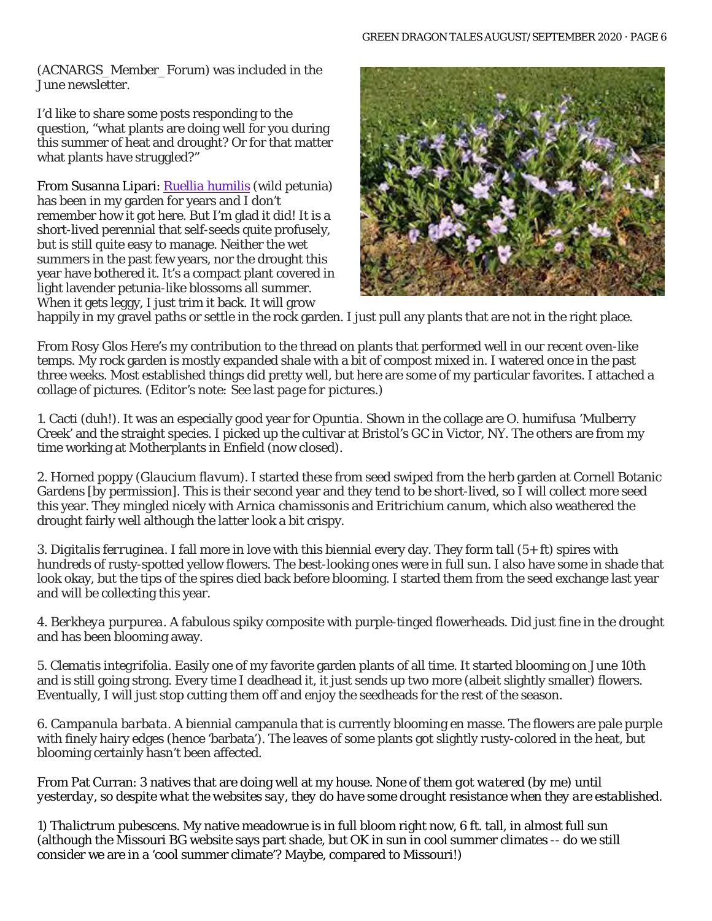(ACNARGS_Member_Forum) was included in the June newsletter.

I'd like to share some posts responding to the question, "what plants are doing well for you during this summer of heat and drought? Or for that matter what plants have struggled?"

From Susanna Lipari: [Ruellia humilis] (wild petunia) has been in my garden for years and I don't remember how it got here. But I'm glad it did! It is a short-lived perennial that self-seeds quite profusely, but is still quite easy to manage. Neither the wet summers in the past few years, nor the drought this year have bothered it. It's a compact plant covered in light lavender petunia-like blossoms all summer. When it gets leggy, I just trim it back. It will grow happily in my gravel paths or settle in the rock garden. I just pull any plants that are not in the right place.

From Rosy Glos Here's my contribution to the thread on plants that performed well in our recent oven-like temps. My rock garden is mostly expanded shale with a bit of compost mixed in. I watered once in the past three weeks. Most established things did pretty well, but here are some of my particular favorites. I attached a collage of pictures. (Editor's note: *See last page for pictures.*)

1. Cacti (duh!). It was an especially good year for *Opuntia*. Shown in the collage are *O. humifusa* 'Mulberry Creek' and the straight species. I picked up the cultivar at Bristol's GC in Victor, NY. The others are from my time working at Motherplants in Enfield (now closed).

2. Horned poppy (*Glaucium flavum*). I started these from seed swiped from the herb garden at Cornell Botanic Gardens [by permission]. This is their second year and they tend to be short-lived, so I will collect more seed this year. They mingled nicely with *Arnica chamissonis* and *Eritrichium canum*, which also weathered the drought fairly well although the latter look a bit crispy.

3. *Digitalis ferruginea*. I fall more in love with this biennial every day. They form tall (5+ ft) spires with hundreds of rusty-spotted yellow flowers. The best-looking ones were in full sun. I also have some in shade that look okay, but the tips of the spires died back before blooming. I started them from the seed exchange last year and will be collecting this year.

4. *Berkheya purpurea*. A fabulous spiky composite with purple-tinged flowerheads. Did just fine in the drought and has been blooming away.

5. *Clematis integrifolia*. Easily one of my favorite garden plants of all time. It started blooming on June 10th and is still going strong. Every time I deadhead it, it just sends up two more (albeit slightly smaller) flowers. Eventually, I will just stop cutting them off and enjoy the seedheads for the rest of the season.

6. *Campanula barbata*. A biennial campanula that is currently blooming en masse. The flowers are pale purple with finely hairy edges (hence 'barbata'). The leaves of some plants got slightly rusty-colored in the heat, but blooming certainly hasn't been affected.

From Pat Curran: *3 natives that are doing well at my house. None of them got watered (by me) until yesterday, so despite what the websites say, they do have some drought resistance when they are established.*

1) *Thalictrum pubescens*. My native meadowrue is in full bloom right now, 6 ft. tall, in almost full sun (although the Missouri BG website says part shade, but OK in sun in cool summer climates -- do we still consider we are in a 'cool summer climate'? Maybe, compared to Missouri!)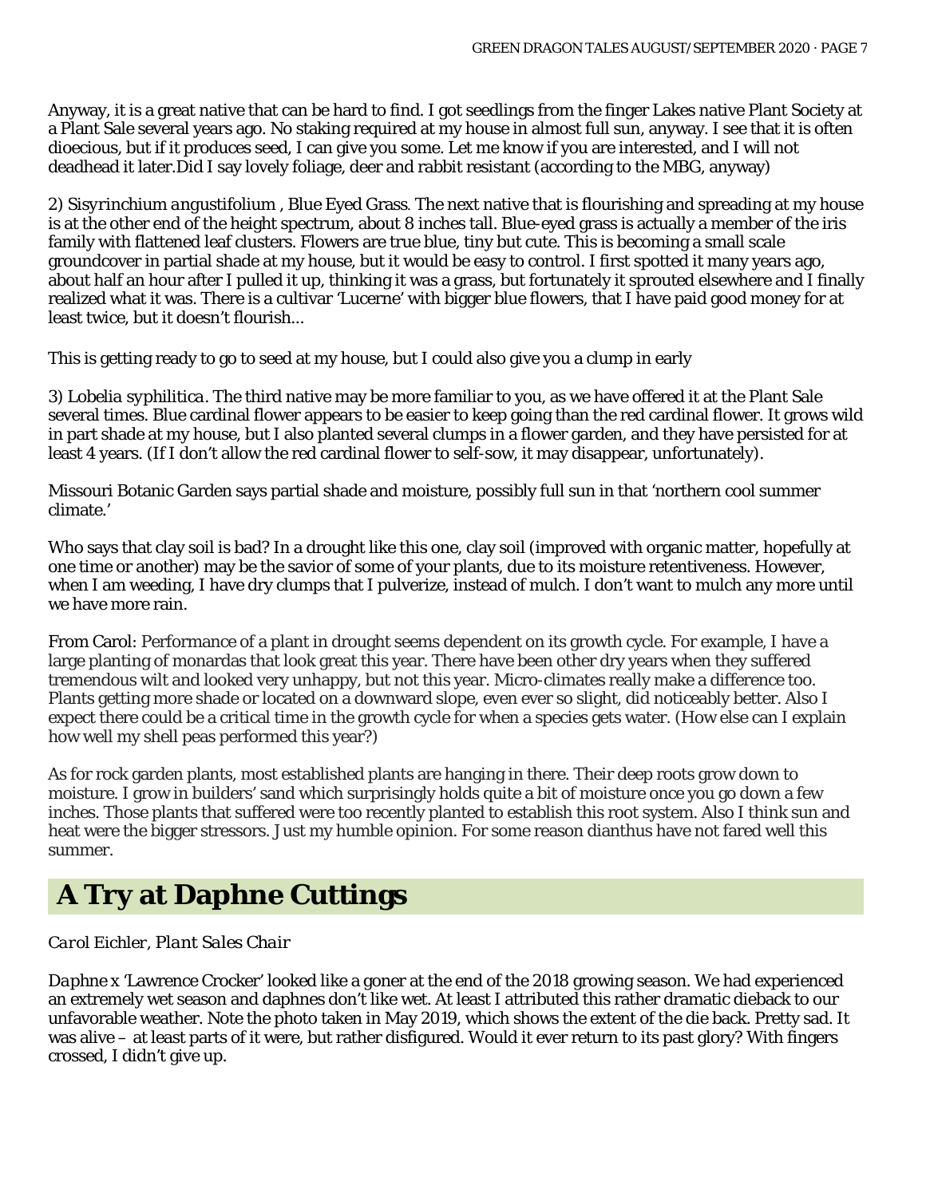Anyway, it is a great native that can be hard to find. I got seedlings from the finger Lakes native Plant Society at a Plant Sale several years ago. No staking required at my house in almost full sun, anyway. I see that it is often dioecious, but if it produces seed, I can give you some. Let me know if you are interested, and I will not deadhead it later.Did I say lovely foliage, deer and rabbit resistant (according to the MBG, anyway)

2) *Sisyrinchium angustifolium* , Blue Eyed Grass. The next native that is flourishing and spreading at my house is at the other end of the height spectrum, about 8 inches tall. Blue-eyed grass is actually a member of the iris family with flattened leaf clusters. Flowers are true blue, tiny but cute. This is becoming a small scale groundcover in partial shade at my house, but it would be easy to control. I first spotted it many years ago, about half an hour after I pulled it up, thinking it was a grass, but fortunately it sprouted elsewhere and I finally realized what it was. There is a cultivar 'Lucerne' with bigger blue flowers, that I have paid good money for at least twice, but it doesn't flourish...

This is getting ready to go to seed at my house, but I could also give you a clump in early

3) *Lobelia syphilitica*. The third native may be more familiar to you, as we have offered it at the Plant Sale several times. Blue cardinal flower appears to be easier to keep going than the red cardinal flower. It grows wild in part shade at my house, but I also planted several clumps in a flower garden, and they have persisted for at least 4 years. (If I don't allow the red cardinal flower to self-sow, it may disappear, unfortunately).

Missouri Botanic Garden says partial shade and moisture, possibly full sun in that 'northern cool summer climate.'

Who says that clay soil is bad? In a drought like this one, clay soil (improved with organic matter, hopefully at one time or another) may be the savior of some of your plants, due to its moisture retentiveness. However, when I am weeding, I have dry clumps that I pulverize, instead of mulch. I don't want to mulch any more until we have more rain.

From Carol: Performance of a plant in drought seems dependent on its growth cycle. For example, I have a large planting of monardas that look great this year. There have been other dry years when they suffered tremendous wilt and looked very unhappy, but not this year. Micro-climates really make a difference too. Plants getting more shade or located on a downward slope, even ever so slight, did noticeably better. Also I expect there could be a critical time in the growth cycle for when a species gets water. (How else can I explain how well my shell peas performed this year?)

As for rock garden plants, most established plants are hanging in there. Their deep roots grow down to moisture. I grow in builders' sand which surprisingly holds quite a bit of moisture once you go down a few inches. Those plants that suffered were too recently planted to establish this root system. Also I think sun and heat were the bigger stressors. Just my humble opinion. For some reason dianthus have not fared well this summer.

## A Try at Daphne Cuttings

*Carol Eichler, Plant Sales Chair*

*Daphne* x 'Lawrence Crocker' looked like a goner at the end of the 2018 growing season. We had experienced an extremely wet season and daphnes don't like wet. At least I attributed this rather dramatic dieback to our unfavorable weather. Note the photo taken in May 2019, which shows the extent of the die back. Pretty sad. It was alive – at least parts of it were, but rather disfigured. Would it ever return to its past glory? With fingers crossed, I didn't give up.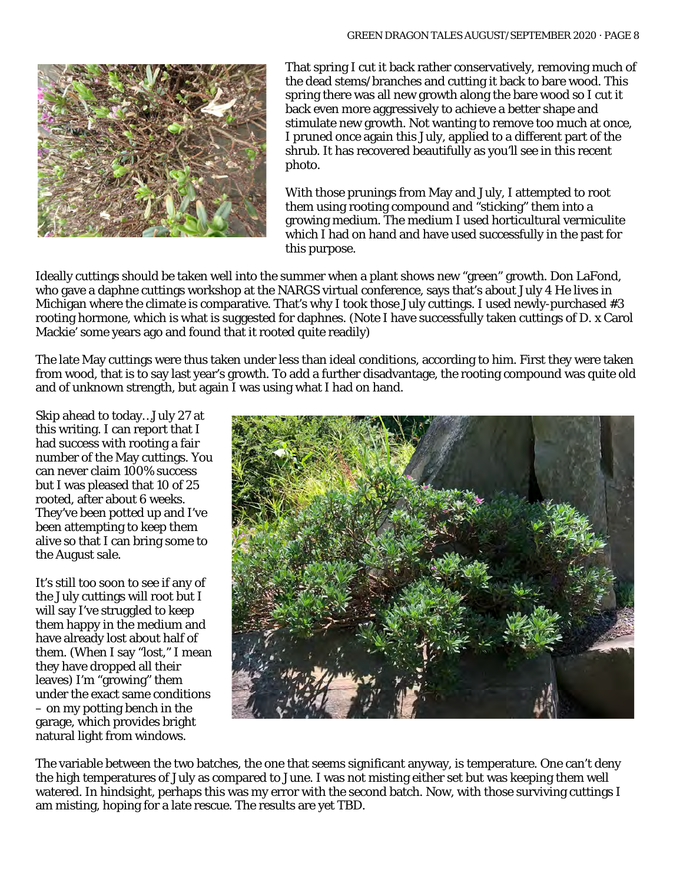That spring I cut it back rather conservatively, removing much of the dead stems/branches and cutting it back to bare wood. This spring there was all new growth along the bare wood so I cut it back even more aggressively to achieve a better shape and stimulate new growth. Not wanting to remove too much at once, I pruned once again this July, applied to a different part of the shrub. It has recovered beautifully as you'll see in this recent photo.

With those prunings from May and July, I attempted to root them using rooting compound and "sticking" them into a growing medium. The medium I used horticultural vermiculite which I had on hand and have used successfully in the past for this purpose.

Ideally cuttings should be taken well into the summer when a plant shows new "green" growth. Don LaFond, who gave a daphne cuttings workshop at the NARGS virtual conference, says that's about July 4 He lives in Michigan where the climate is comparative. That's why I took those July cuttings. I used newly-purchased #3 rooting hormone, which is what is suggested for daphnes. (Note I have successfully taken cuttings of D. x Carol Mackie' some years ago and found that it rooted quite readily)

The late May cuttings were thus taken under less than ideal conditions, according to him. First they were taken from wood, that is to say last year's growth. To add a further disadvantage, the rooting compound was quite old and of unknown strength, but again I was using what I had on hand.

Skip ahead to today…July 27 at this writing. I can report that I had success with rooting a fair number of the May cuttings. You can never claim 100% success but I was pleased that 10 of 25 rooted, after about 6 weeks. They've been potted up and I've been attempting to keep them alive so that I can bring some to the August sale.

It's still too soon to see if any of the July cuttings will root but I will say I've struggled to keep them happy in the medium and have already lost about half of them. (When I say "lost," I mean they have dropped all their leaves) I'm "growing" them under the exact same conditions – on my potting bench in the garage, which provides bright natural light from windows.

The variable between the two batches, the one that seems significant anyway, is temperature. One can't deny the high temperatures of July as compared to June. I was not misting either set but was keeping them well watered. In hindsight, perhaps this was my error with the second batch. Now, with those surviving cuttings I am misting, hoping for a late rescue. The results are yet TBD.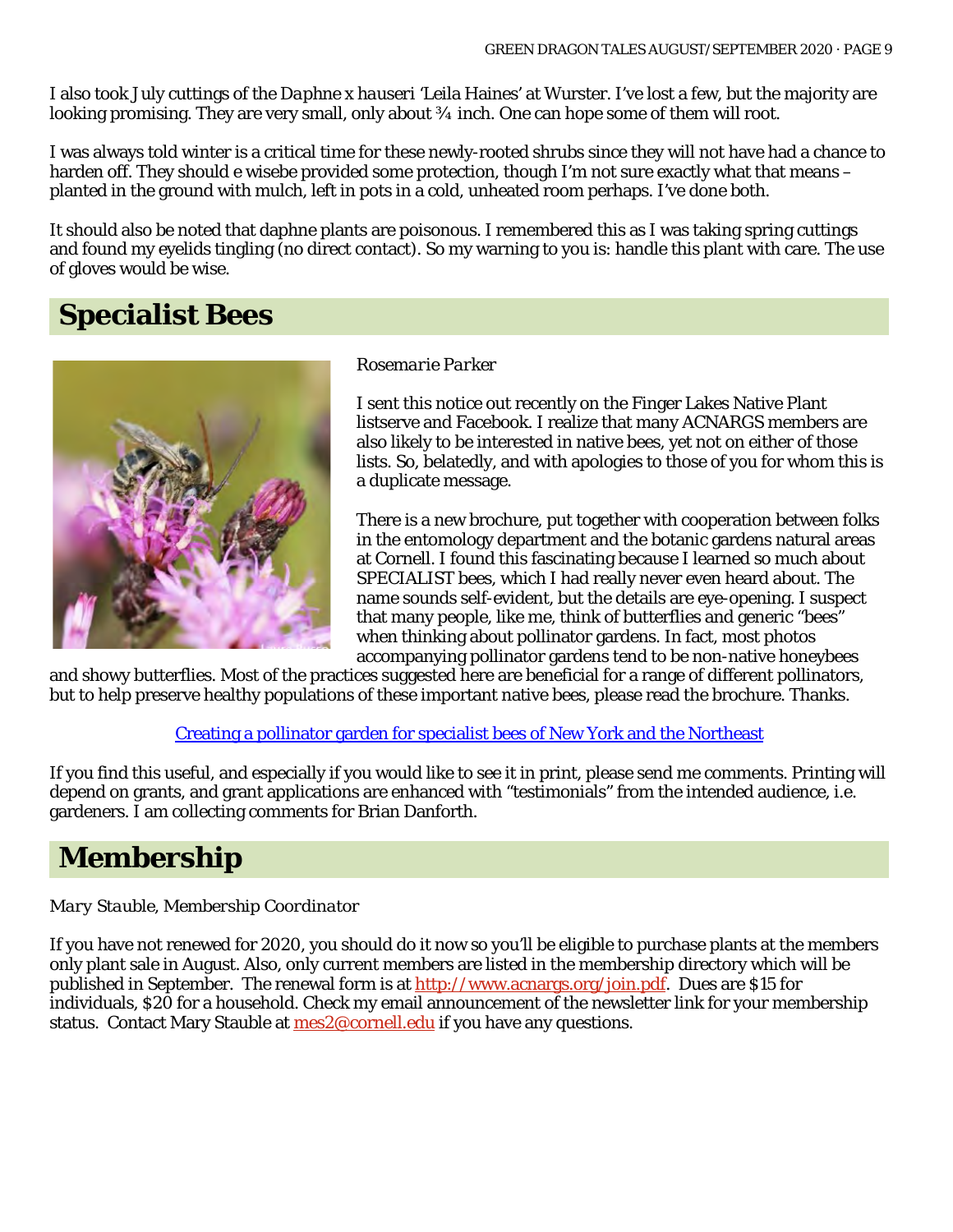I also took July cuttings of the *Daphne x hauseri* 'Leila Haines' at Wurster. I've lost a few, but the majority are looking promising. They are very small, only about ¾ inch. One can hope some of them will root.

I was always told winter is a critical time for these newly-rooted shrubs since they will not have had a chance to harden off. They should e wisebe provided some protection, though I'm not sure exactly what that means – planted in the ground with mulch, left in pots in a cold, unheated room perhaps. I've done both.

It should also be noted that daphne plants are poisonous. I remembered this as I was taking spring cuttings and found my eyelids tingling (no direct contact). So my warning to you is: handle this plant with care. The use of gloves would be wise.

## Specialist Bees

*Rosemarie Parker*

I sent this notice out recently on the Finger Lakes Native Plant listserve and Facebook. I realize that many ACNARGS members are also likely to be interested in native bees, yet not on either of those lists. So, belatedly, and with apologies to those of you for whom this is a duplicate message.

There is a new brochure, put together with cooperation between folks in the entomology department and the botanic gardens natural areas at Cornell. I found this fascinating because I learned so much about SPECIALIST bees, which I had really never even heard about. The name sounds self-evident, but the details are eye-opening. I suspect that many people, like me, think of butterflies and generic "bees" when thinking about pollinator gardens. In fact, most photos accompanying pollinator gardens tend to be non-native honeybees and showy butterflies. Most of the practices suggested here are beneficial for a range of different pollinators, but to help preserve healthy populations of these important native bees, please read the brochure. Thanks.

Creating a pollinator garden for specialist bees of New York and the Northeast

If you find this useful, and especially if you would like to see it in print, please send me comments. Printing will depend on grants, and grant applications are enhanced with "testimonials" from the intended audience, i.e. gardeners. I am collecting comments for Brian Danforth.

## Membership

*Mary Stauble, Membership Coordinator*

If you have not renewed for 2020, you should do it now so you'll be eligible to purchase plants at the members only plant sale in August. Also, only current members are listed in the membership directory which will be published in September. The renewal form is at http://www.acnargs.org/join.pdf. Dues are $15 for individuals, $20 for a household. Check my email announcement of the newsletter link for your membership status. Contact Mary Stauble at mes2@cornell.edu if you have any questions.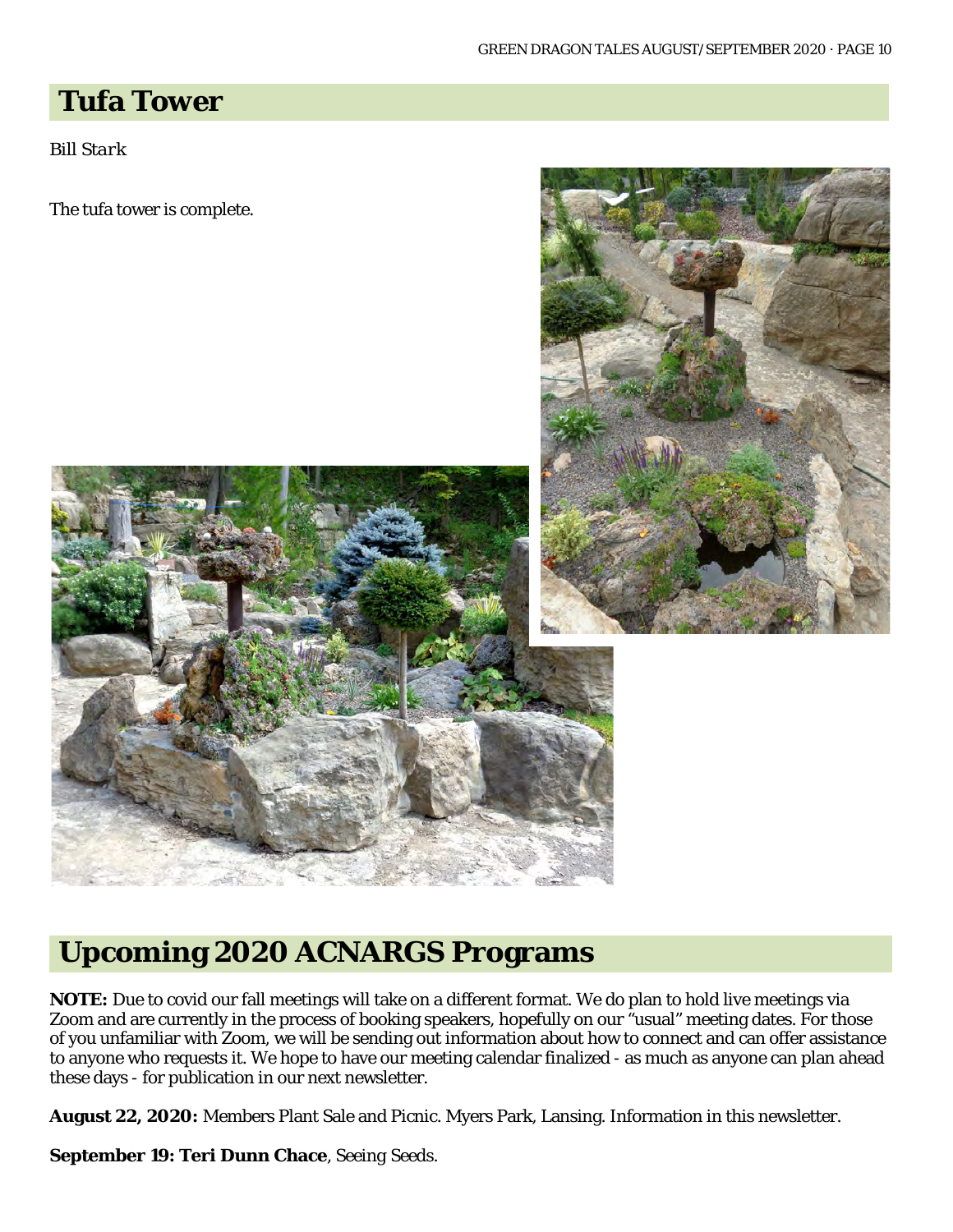## Tufa Tower

*Bill Stark*

The tufa tower is complete.

## Upcoming 2020 ACNARGS Programs

**NOTE:** Due to covid our fall meetings will take on a different format. We do plan to hold live meetings via Zoom and are currently in the process of booking speakers, hopefully on our "usual" meeting dates. For those of you unfamiliar with Zoom, we will be sending out information about how to connect and can offer assistance to anyone who requests it. We hope to have our meeting calendar finalized - as much as anyone can plan ahead these days - for publication in our next newsletter.

**August 22, 2020:** Members Plant Sale and Picnic. Myers Park, Lansing. Information in this newsletter.

**September 19: Teri Dunn Chace**, Seeing Seeds.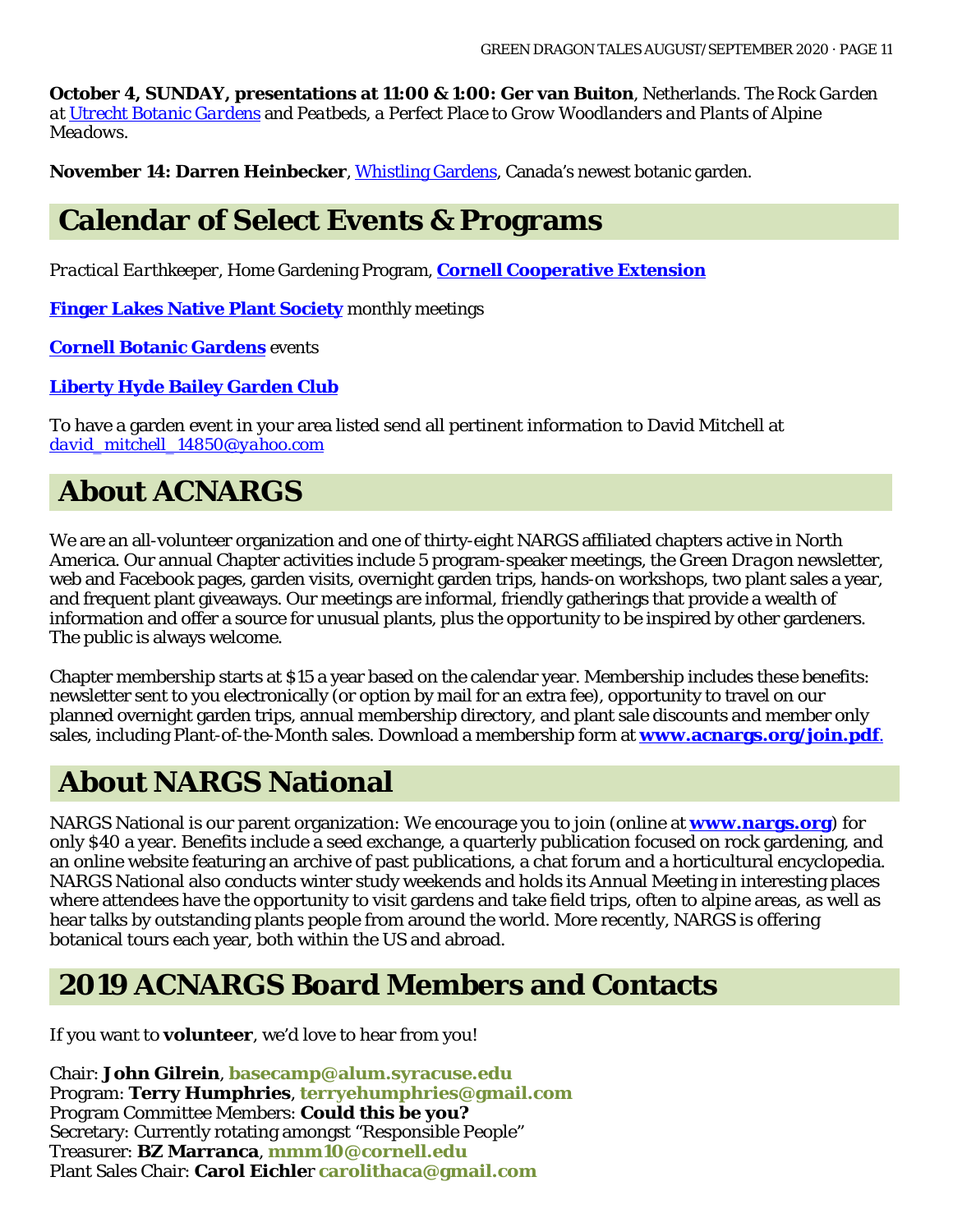**October 4, SUNDAY, presentations at 11:00 & 1:00: Ger van Buiton**, Netherlands. *The Rock Garden at Utrecht Botanic Gardens* and *Peatbeds, a Perfect Place to Grow Woodlanders and Plants of Alpine Meadows.*

**November 14: Darren Heinbecker**, Whistling Gardens, Canada's newest botanic garden.

## Calendar of Select Events & Programs

*Practical Earthkeeper*, Home Gardening Program, **Cornell Cooperative Extension**

**Finger Lakes Native Plant Society** monthly meetings

**Cornell Botanic Gardens** events

**Liberty Hyde Bailey Garden Club**

To have a garden event in your area listed send all pertinent information to David Mitchell at *david_mitchell_14850@yahoo.com*

## About ACNARGS

We are an all-volunteer organization and one of thirty-eight NARGS affiliated chapters active in North America. Our annual Chapter activities include 5 program-speaker meetings, the *Green Dragon* newsletter, web and Facebook pages, garden visits, overnight garden trips, hands-on workshops, two plant sales a year, and frequent plant giveaways. Our meetings are informal, friendly gatherings that provide a wealth of information and offer a source for unusual plants, plus the opportunity to be inspired by other gardeners. The public is always welcome.

Chapter membership starts at $15 a year based on the calendar year. Membership includes these benefits: newsletter sent to you electronically (or option by mail for an extra fee), opportunity to travel on our planned overnight garden trips, annual membership directory, and plant sale discounts and member only sales, including Plant-of-the-Month sales. Download a membership form at **www.acnargs.org/join.pdf**.

## About NARGS National

NARGS National is our parent organization: We encourage you to join (online at **www.nargs.org**) for only $40 a year. Benefits include a seed exchange, a quarterly publication focused on rock gardening, and an online website featuring an archive of past publications, a chat forum and a horticultural encyclopedia. NARGS National also conducts winter study weekends and holds its Annual Meeting in interesting places where attendees have the opportunity to visit gardens and take field trips, often to alpine areas, as well as hear talks by outstanding plants people from around the world. More recently, NARGS is offering botanical tours each year, both within the US and abroad.

## 2019 ACNARGS Board Members and Contacts

If you want to **volunteer**, we'd love to hear from you!

Chair: **John Gilrein**, **basecamp@alum.syracuse.edu**
Program: **Terry Humphries**, **terryehumphries@gmail.com**
Program Committee Members: **Could this be you?**
Secretary: Currently rotating amongst "Responsible People"
Treasurer: **BZ Marranca**, **mmm10@cornell.edu**
Plant Sales Chair: **Carol Eichle**r **carolithaca@gmail.com**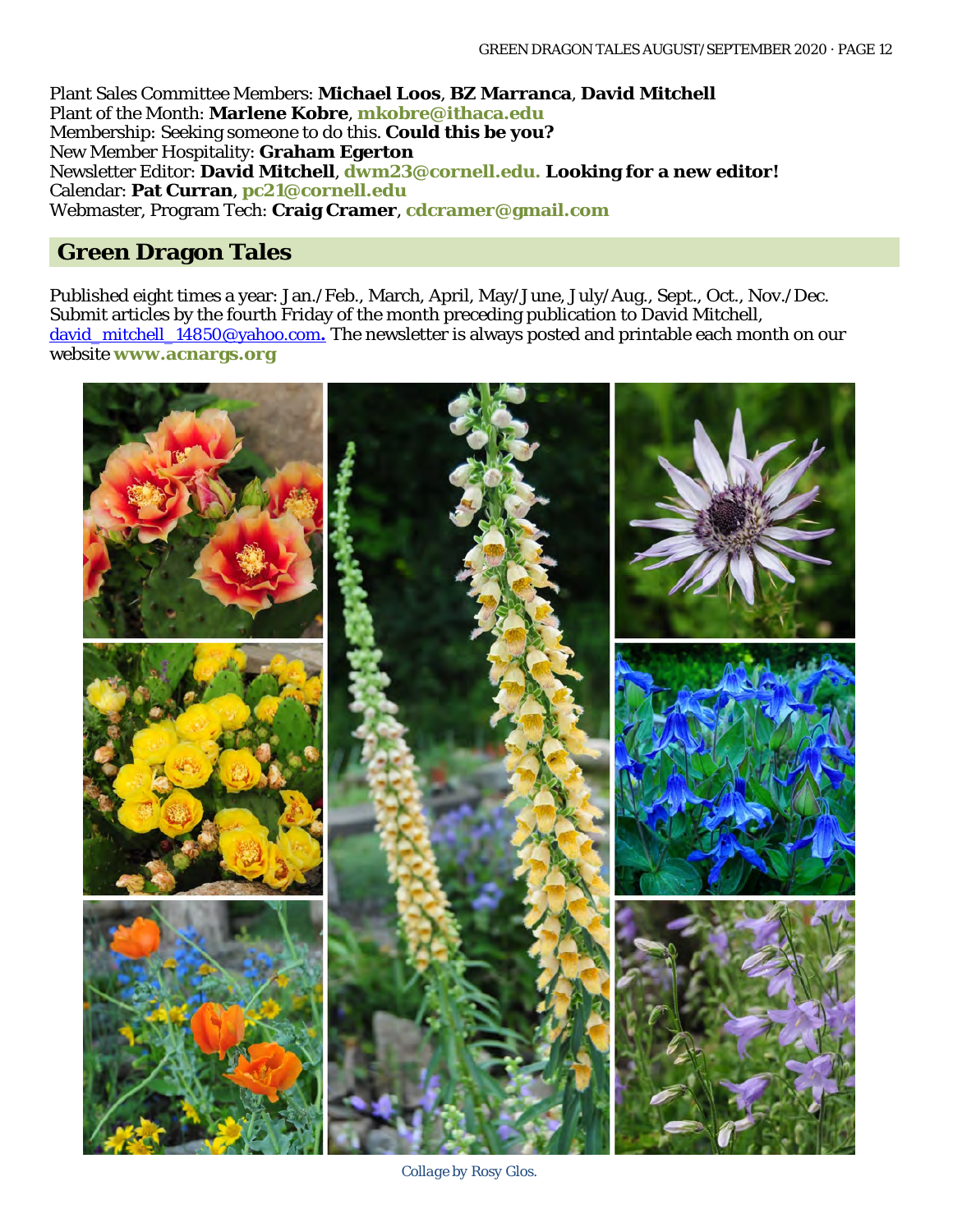Plant Sales Committee Members: **Michael Loos**, **BZ Marranca**, **David Mitchell**
Plant of the Month: **Marlene Kobre**, **mkobre@ithaca.edu**
Membership: Seeking someone to do this. **Could this be you?**
New Member Hospitality: **Graham Egerton**
Newsletter Editor: **David Mitchell**, **dwm23@cornell.edu.** **Looking for a new editor!**
Calendar: **Pat Curran**, **pc21@cornell.edu**
Webmaster, Program Tech: **Craig Cramer**, **cdcramer@gmail.com**

## Green Dragon Tales

Published eight times a year: Jan./Feb., March, April, May/June, July/Aug., Sept., Oct., Nov./Dec. Submit articles by the fourth Friday of the month preceding publication to David Mitchell, david_mitchell_14850@yahoo.com**.** The newsletter is always posted and printable each month on our website **www.acnargs.org**

*Collage by Rosy Glos.*